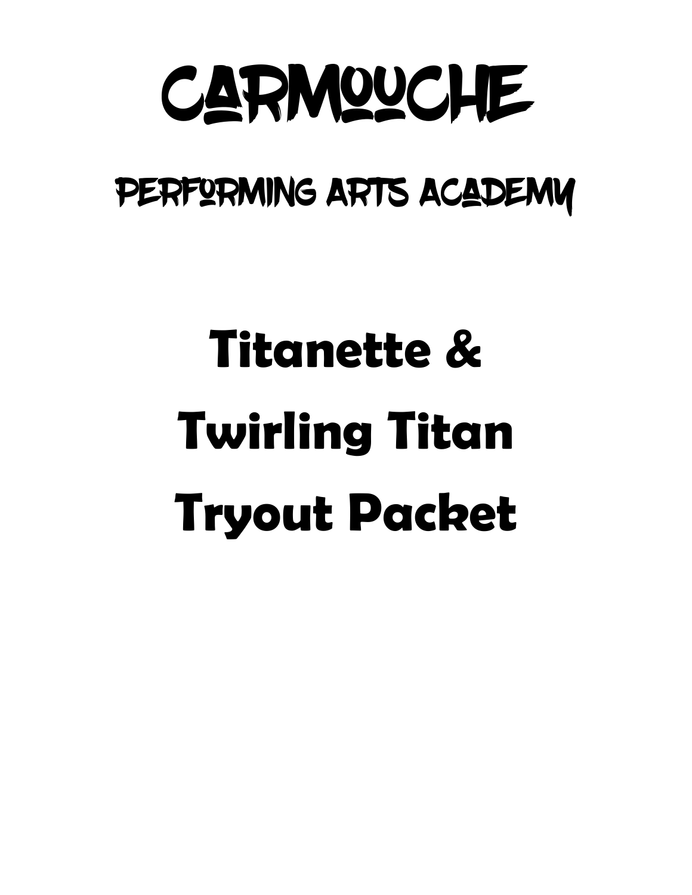# CARMOUCHE

## PERFORMING ARTS ACADEMY

# Titanette & Twirling Titan Tryout Packet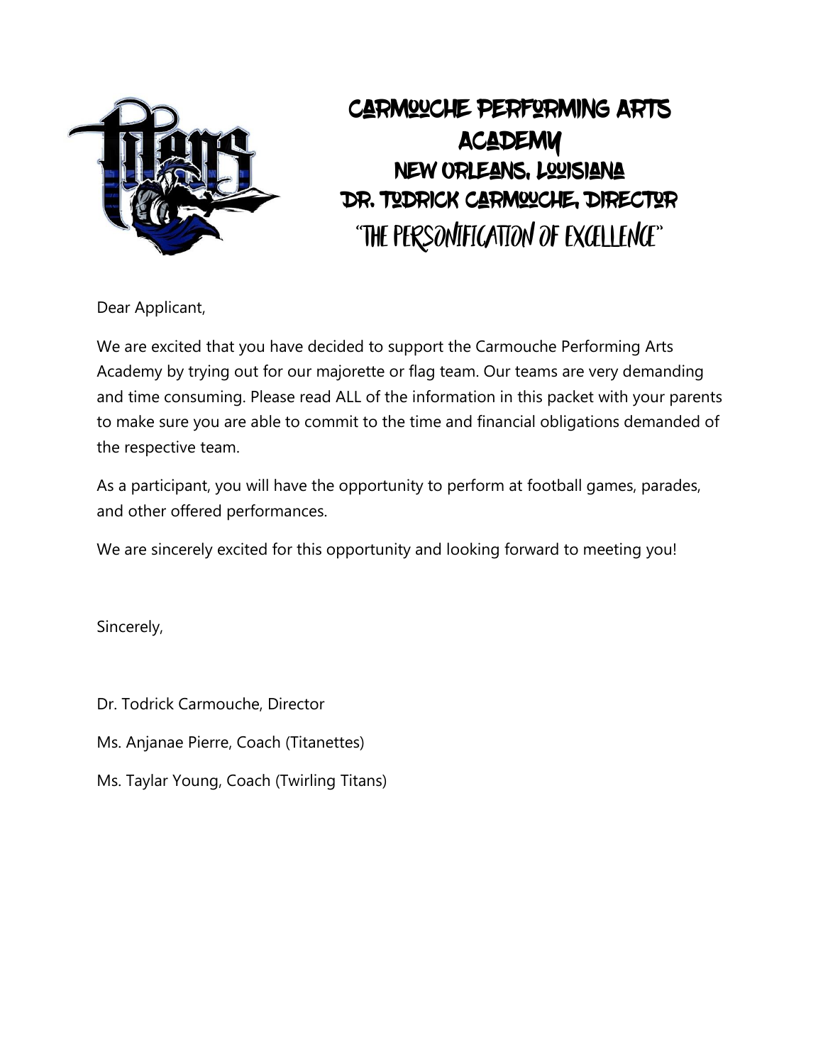# Carmouche Performing Arts Academy

## New Orleans, Louisiana

## Dr. Todrick Carmouche, Director

## "The Personification of Excellence"

Dear Applicant,

We are excited that you have decided to support the Carmouche Performing Arts Academy by trying out for our majorette or flag team. Our teams are very demanding and time consuming. Please read ALL of the information in this packet with your parents to make sure you are able to commit to the time and financial obligations demanded of the respective team.

As a participant, you will have the opportunity to perform at football games, parades, and other offered performances.

We are sincerely excited for this opportunity and looking forward to meeting you!

Sincerely,

Dr. Todrick Carmouche, Director

Ms. Anjanae Pierre, Coach (Titanettes)

Ms. Taylar Young, Coach (Twirling Titans)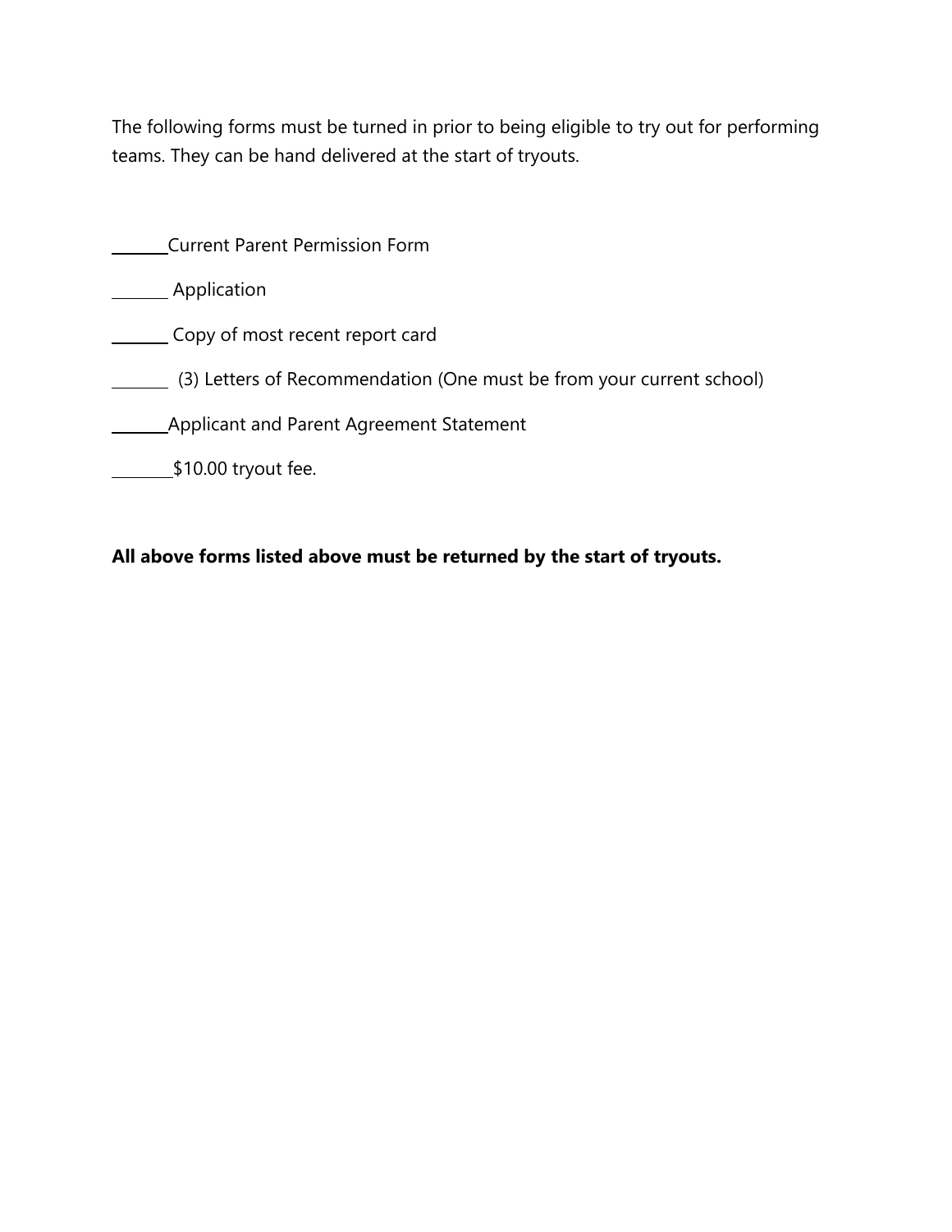The following forms must be turned in prior to being eligible to try out for performing teams. They can be hand delivered at the start of tryouts.

_______ Current Parent Permission Form

_______ Application

_______ Copy of most recent report card

_______ (3) Letters of Recommendation (One must be from your current school)

_______ Applicant and Parent Agreement Statement

_______ $10.00 tryout fee.

**All above forms listed above must be returned by the start of tryouts.**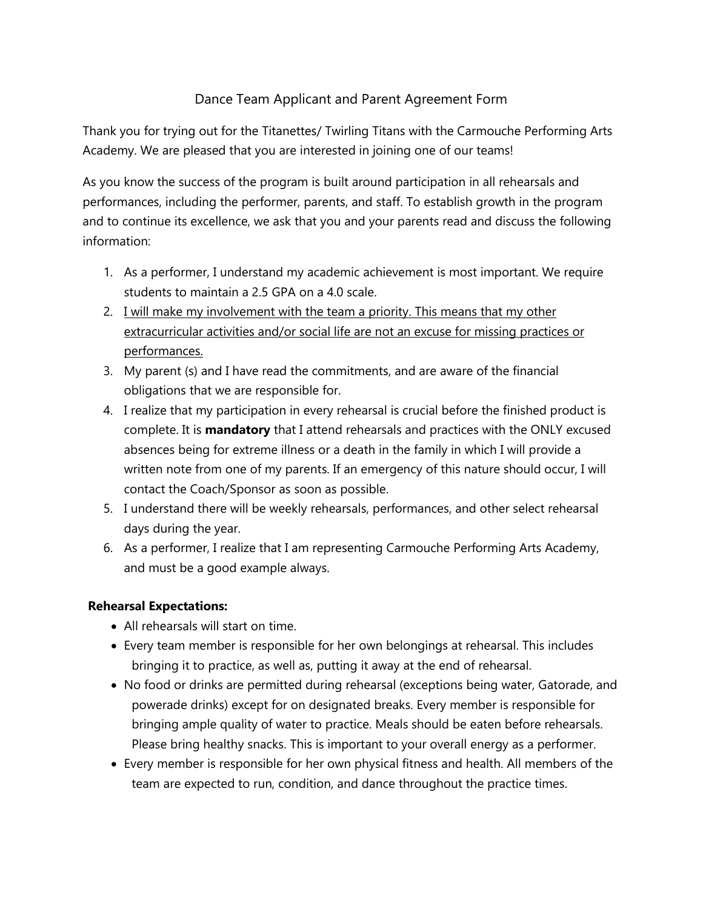# Dance Team Applicant and Parent Agreement Form

Thank you for trying out for the Titanettes/ Twirling Titans with the Carmouche Performing Arts Academy. We are pleased that you are interested in joining one of our teams!

As you know the success of the program is built around participation in all rehearsals and performances, including the performer, parents, and staff. To establish growth in the program and to continue its excellence, we ask that you and your parents read and discuss the following information:

1. As a performer, I understand my academic achievement is most important. We require students to maintain a 2.5 GPA on a 4.0 scale.
2. <u>I will make my involvement with the team a priority. This means that my other extracurricular activities and/or social life are not an excuse for missing practices or performances.</u>
3. My parent (s) and I have read the commitments, and are aware of the financial obligations that we are responsible for.
4. I realize that my participation in every rehearsal is crucial before the finished product is complete. It is **mandatory** that I attend rehearsals and practices with the ONLY excused absences being for extreme illness or a death in the family in which I will provide a written note from one of my parents. If an emergency of this nature should occur, I will contact the Coach/Sponsor as soon as possible.
5. I understand there will be weekly rehearsals, performances, and other select rehearsal days during the year.
6. As a performer, I realize that I am representing Carmouche Performing Arts Academy, and must be a good example always.

**Rehearsal Expectations:**

- All rehearsals will start on time.
- Every team member is responsible for her own belongings at rehearsal. This includes bringing it to practice, as well as, putting it away at the end of rehearsal.
- No food or drinks are permitted during rehearsal (exceptions being water, Gatorade, and powerade drinks) except for on designated breaks. Every member is responsible for bringing ample quality of water to practice. Meals should be eaten before rehearsals. Please bring healthy snacks. This is important to your overall energy as a performer.
- Every member is responsible for her own physical fitness and health. All members of the team are expected to run, condition, and dance throughout the practice times.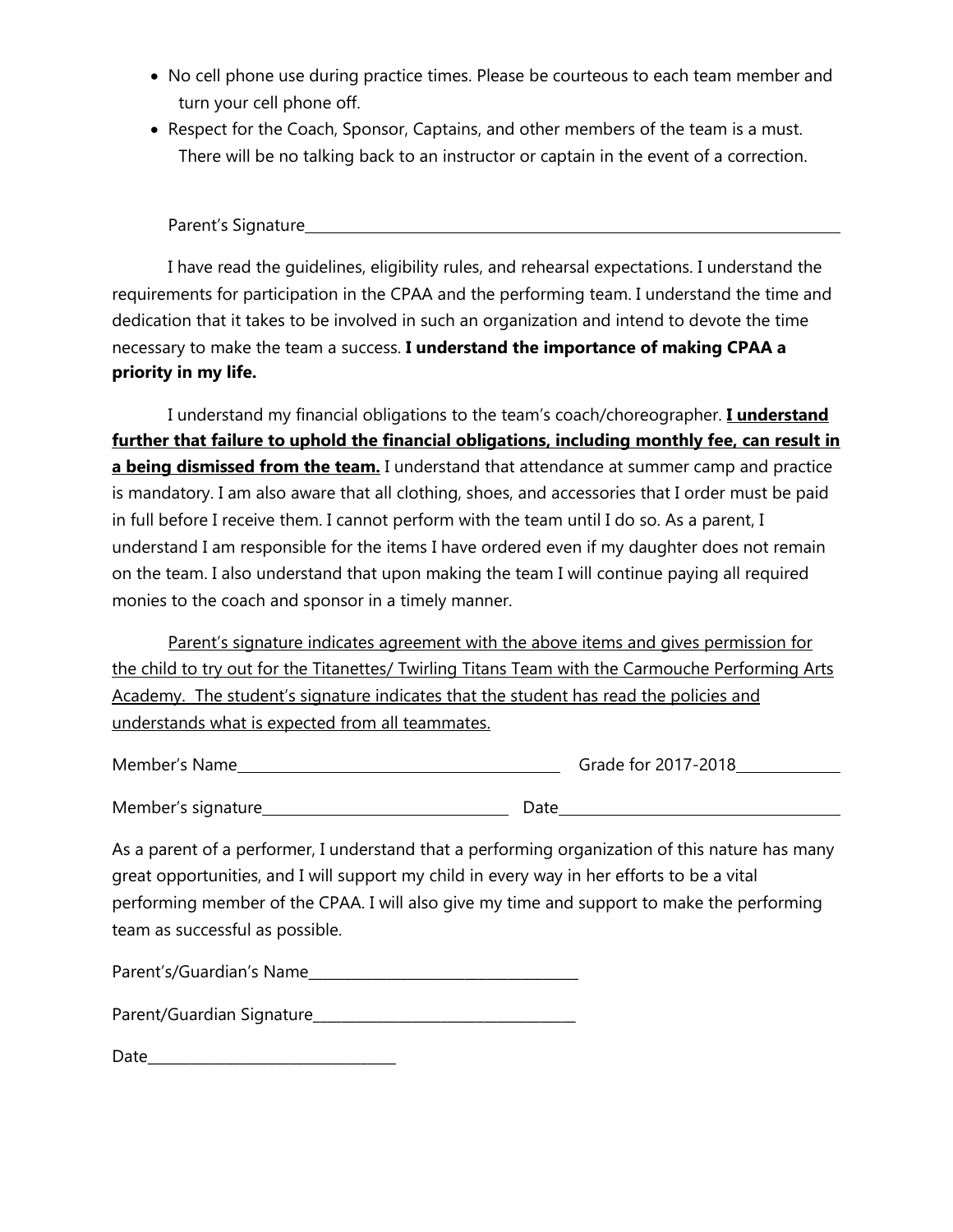- No cell phone use during practice times. Please be courteous to each team member and turn your cell phone off.
- Respect for the Coach, Sponsor, Captains, and other members of the team is a must. There will be no talking back to an instructor or captain in the event of a correction.

Parent's Signature\_\_\_\_\_\_\_\_\_\_\_\_\_\_\_\_\_\_\_\_\_\_\_\_\_\_\_\_\_\_\_\_\_\_\_\_\_\_\_\_\_\_\_\_\_\_\_\_\_\_\_\_

I have read the guidelines, eligibility rules, and rehearsal expectations. I understand the requirements for participation in the CPAA and the performing team. I understand the time and dedication that it takes to be involved in such an organization and intend to devote the time necessary to make the team a success. **I understand the importance of making CPAA a priority in my life.**

I understand my financial obligations to the team's coach/choreographer. <u>**I understand further that failure to uphold the financial obligations, including monthly fee, can result in a being dismissed from the team.**</u> I understand that attendance at summer camp and practice is mandatory. I am also aware that all clothing, shoes, and accessories that I order must be paid in full before I receive them. I cannot perform with the team until I do so. As a parent, I understand I am responsible for the items I have ordered even if my daughter does not remain on the team. I also understand that upon making the team I will continue paying all required monies to the coach and sponsor in a timely manner.

<u>Parent's signature indicates agreement with the above items and gives permission for the child to try out for the Titanettes/ Twirling Titans Team with the Carmouche Performing Arts Academy. The student's signature indicates that the student has read the policies and understands what is expected from all teammates.</u>

Member's Name\_\_\_\_\_\_\_\_\_\_\_\_\_\_\_\_\_\_\_\_\_\_\_\_\_\_\_\_\_\_\_\_ Grade for 2017-2018\_\_\_\_\_\_\_\_\_\_

Member's signature\_\_\_\_\_\_\_\_\_\_\_\_\_\_\_\_\_\_\_\_\_\_\_\_ Date\_\_\_\_\_\_\_\_\_\_\_\_\_\_\_\_\_\_\_\_\_\_\_\_\_\_\_\_

As a parent of a performer, I understand that a performing organization of this nature has many great opportunities, and I will support my child in every way in her efforts to be a vital performing member of the CPAA. I will also give my time and support to make the performing team as successful as possible.

Parent's/Guardian's Name\_\_\_\_\_\_\_\_\_\_\_\_\_\_\_\_\_\_\_\_\_\_\_\_\_\_\_\_\_\_\_\_\_\_\_\_

Parent/Guardian Signature\_\_\_\_\_\_\_\_\_\_\_\_\_\_\_\_\_\_\_\_\_\_\_\_\_\_\_\_\_\_\_\_\_\_\_\_

Date\_\_\_\_\_\_\_\_\_\_\_\_\_\_\_\_\_\_\_\_\_\_\_\_\_\_\_\_\_\_\_\_\_\_\_\_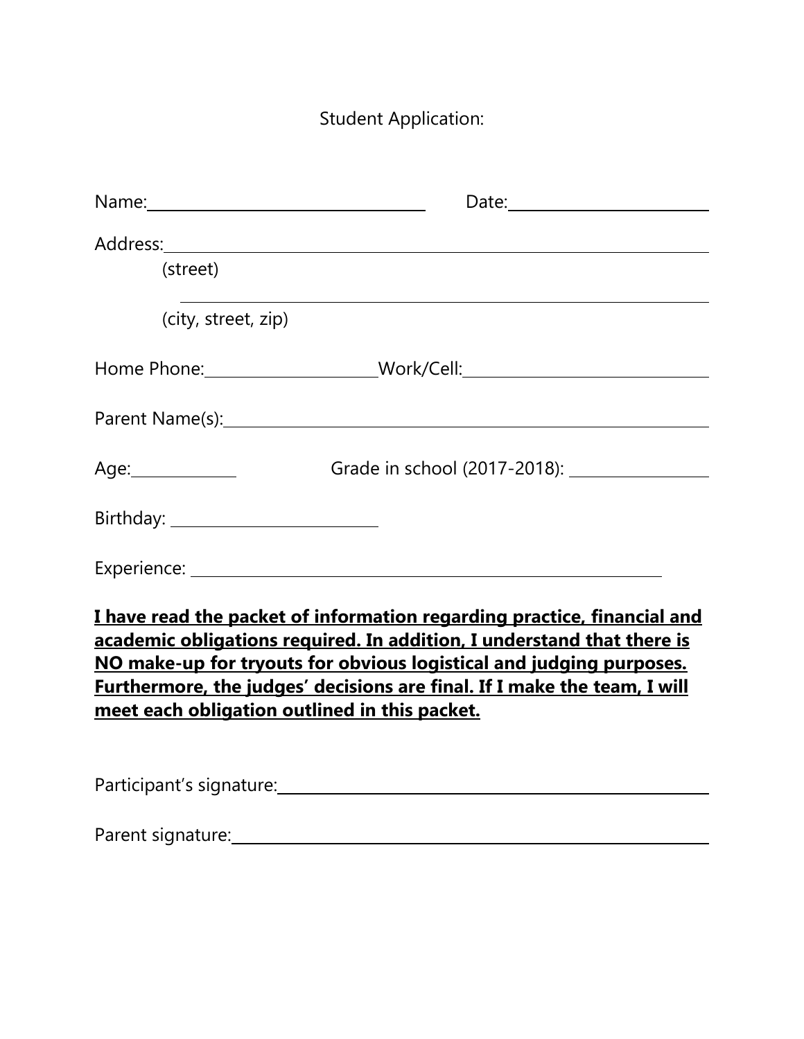Student Application:

Name:______________________________ Date:____________________

Address:_______________________________________________________

(street)

_______________________________________________________

(city, street, zip)

Home Phone:__________________ Work/Cell:_________________________

Parent Name(s):__________________________________________________

Age:__________ Grade in school (2017-2018): _______________

Birthday: _______________________

Experience: _____________________________________________________

**I have read the packet of information regarding practice, financial and academic obligations required. In addition, I understand that there is NO make-up for tryouts for obvious logistical and judging purposes. Furthermore, the judges' decisions are final. If I make the team, I will meet each obligation outlined in this packet.**

Participant's signature:_________________________________________

Parent signature:_______________________________________________